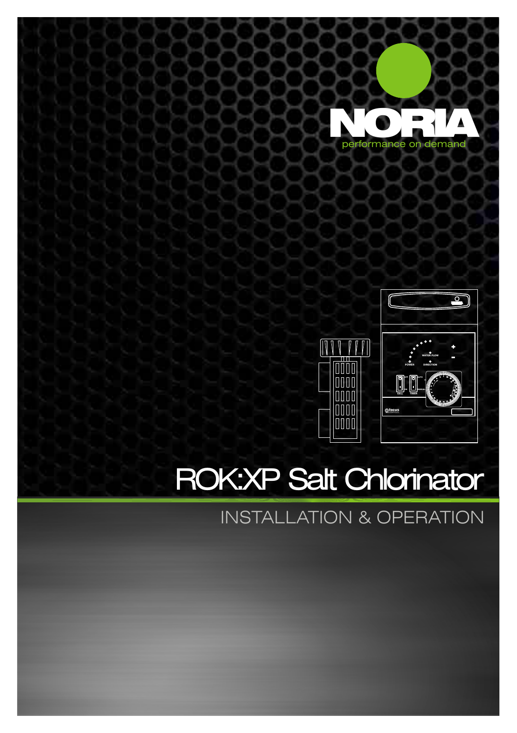NORIA

performance on demand

# ROK:XP Salt Chlorinator

## INSTALLATION & OPERATION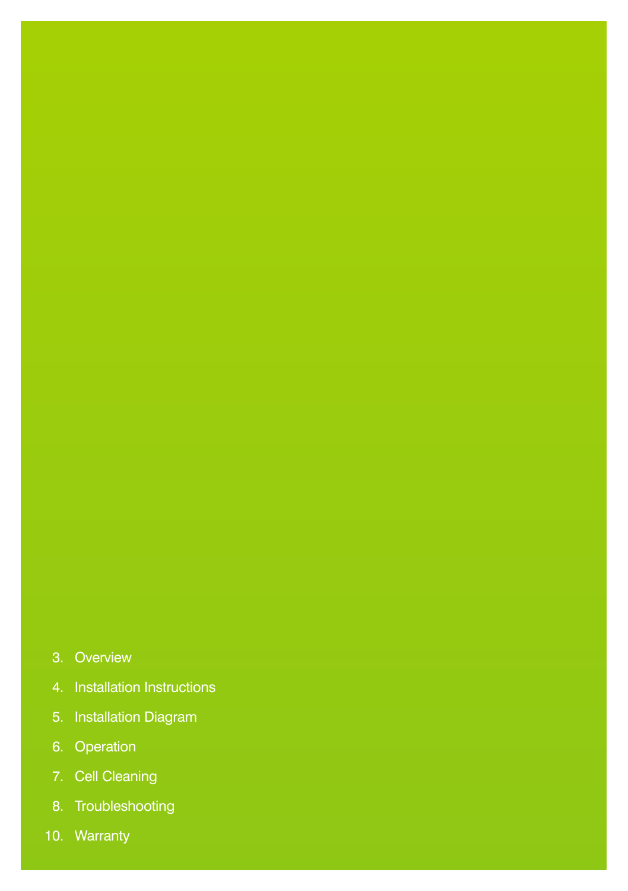3. Overview
4. Installation Instructions
5. Installation Diagram
6. Operation
7. Cell Cleaning
8. Troubleshooting
10. Warranty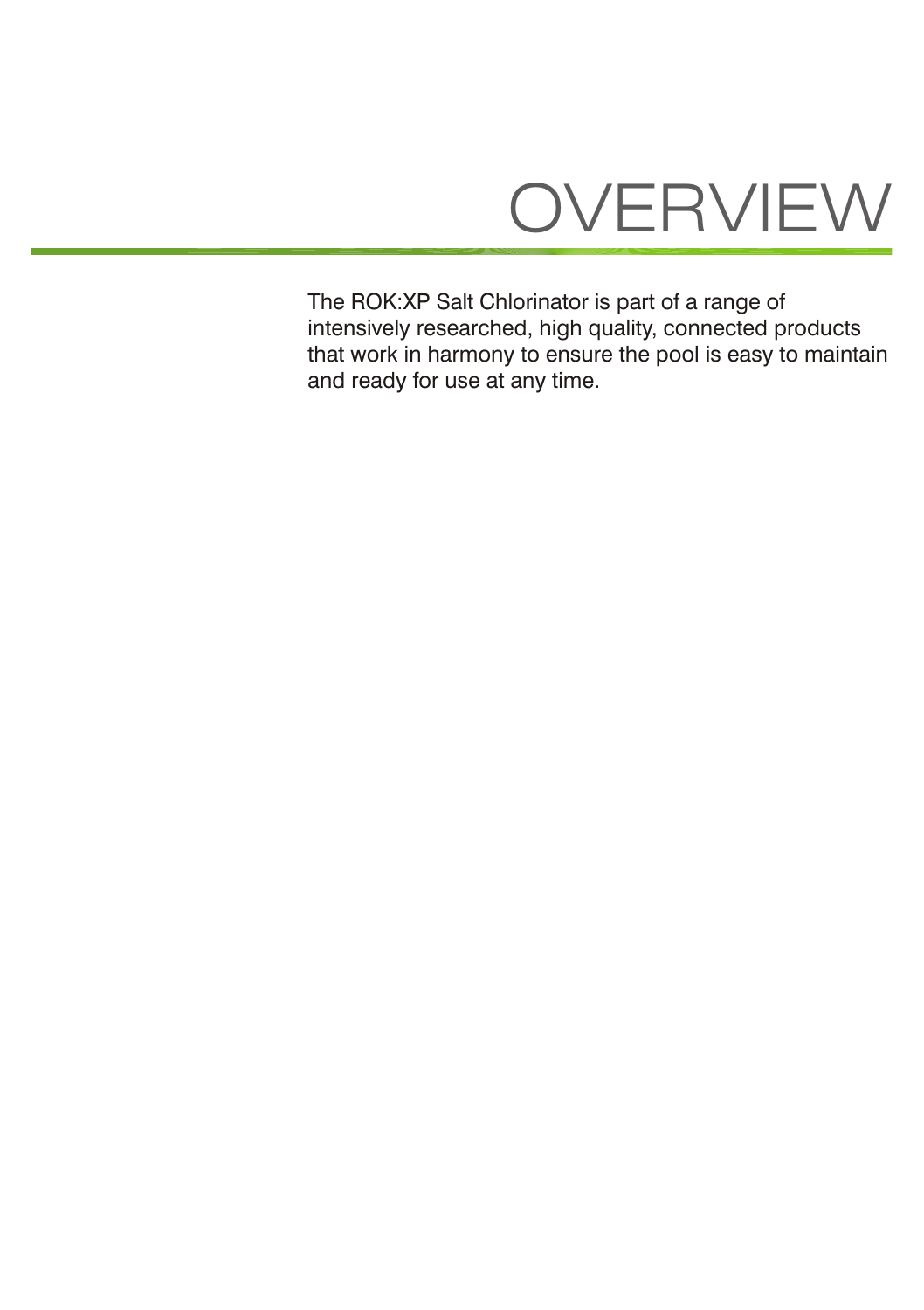# OVERVIEW

The ROK:XP Salt Chlorinator is part of a range of intensively researched, high quality, connected products that work in harmony to ensure the pool is easy to maintain and ready for use at any time.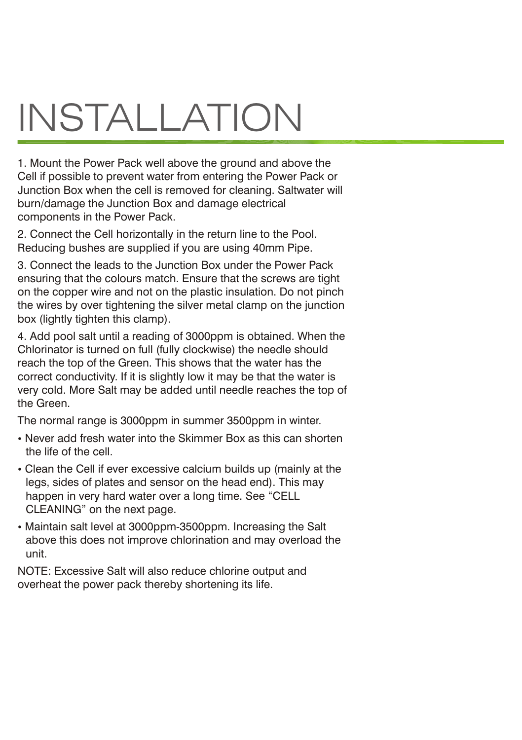# INSTALLATION

1. Mount the Power Pack well above the ground and above the Cell if possible to prevent water from entering the Power Pack or Junction Box when the cell is removed for cleaning. Saltwater will burn/damage the Junction Box and damage electrical components in the Power Pack.

2. Connect the Cell horizontally in the return line to the Pool. Reducing bushes are supplied if you are using 40mm Pipe.

3. Connect the leads to the Junction Box under the Power Pack ensuring that the colours match. Ensure that the screws are tight on the copper wire and not on the plastic insulation. Do not pinch the wires by over tightening the silver metal clamp on the junction box (lightly tighten this clamp).

4. Add pool salt until a reading of 3000ppm is obtained. When the Chlorinator is turned on full (fully clockwise) the needle should reach the top of the Green. This shows that the water has the correct conductivity. If it is slightly low it may be that the water is very cold. More Salt may be added until needle reaches the top of the Green.

The normal range is 3000ppm in summer 3500ppm in winter.

- Never add fresh water into the Skimmer Box as this can shorten the life of the cell.
- Clean the Cell if ever excessive calcium builds up (mainly at the legs, sides of plates and sensor on the head end). This may happen in very hard water over a long time. See “CELL CLEANING” on the next page.
- Maintain salt level at 3000ppm-3500ppm. Increasing the Salt above this does not improve chlorination and may overload the unit.

NOTE: Excessive Salt will also reduce chlorine output and overheat the power pack thereby shortening its life.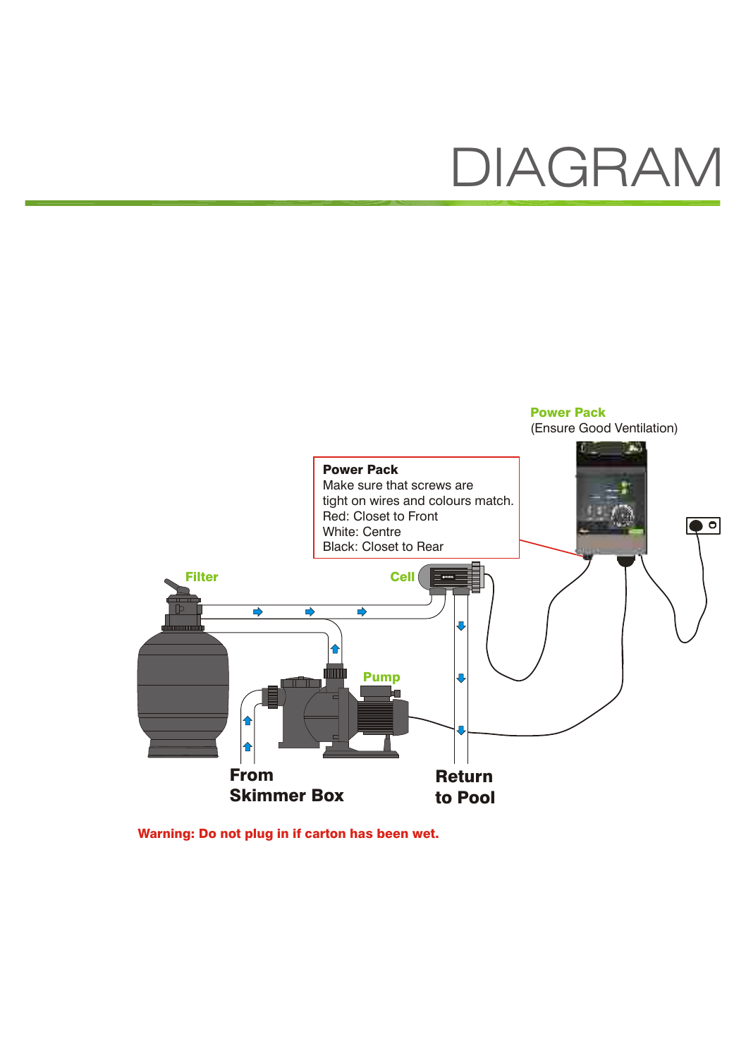# DIAGRAM

**Power Pack**
(Ensure Good Ventilation)

**Power Pack**
Make sure that screws are tight on wires and colours match.
Red: Closet to Front
White: Centre
Black: Closet to Rear

**Filter**

**Cell**

**Pump**

**From Skimmer Box**

**Return to Pool**

**Warning: Do not plug in if carton has been wet.**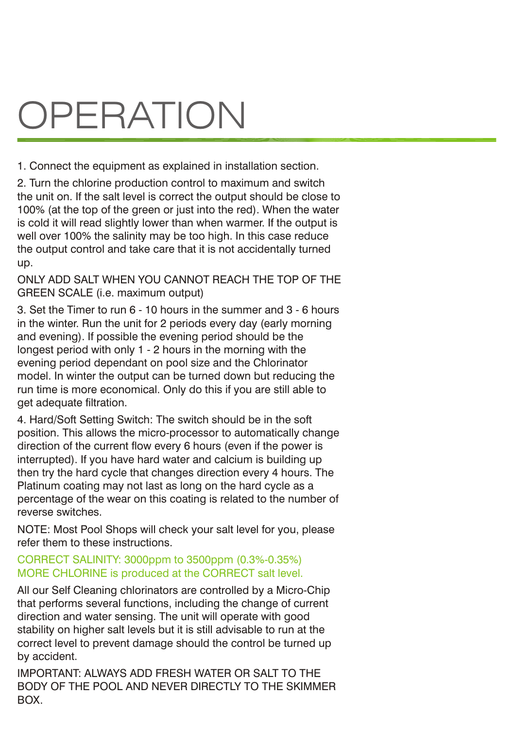# OPERATION

1. Connect the equipment as explained in installation section.

2. Turn the chlorine production control to maximum and switch the unit on. If the salt level is correct the output should be close to 100% (at the top of the green or just into the red). When the water is cold it will read slightly lower than when warmer. If the output is well over 100% the salinity may be too high. In this case reduce the output control and take care that it is not accidentally turned up.

ONLY ADD SALT WHEN YOU CANNOT REACH THE TOP OF THE GREEN SCALE (i.e. maximum output)

3. Set the Timer to run 6 - 10 hours in the summer and 3 - 6 hours in the winter. Run the unit for 2 periods every day (early morning and evening). If possible the evening period should be the longest period with only 1 - 2 hours in the morning with the evening period dependant on pool size and the Chlorinator model. In winter the output can be turned down but reducing the run time is more economical. Only do this if you are still able to get adequate filtration.

4. Hard/Soft Setting Switch: The switch should be in the soft position. This allows the micro-processor to automatically change direction of the current flow every 6 hours (even if the power is interrupted). If you have hard water and calcium is building up then try the hard cycle that changes direction every 4 hours. The Platinum coating may not last as long on the hard cycle as a percentage of the wear on this coating is related to the number of reverse switches.

NOTE: Most Pool Shops will check your salt level for you, please refer them to these instructions.

CORRECT SALINITY: 3000ppm to 3500ppm (0.3%-0.35%)
MORE CHLORINE is produced at the CORRECT salt level.

All our Self Cleaning chlorinators are controlled by a Micro-Chip that performs several functions, including the change of current direction and water sensing. The unit will operate with good stability on higher salt levels but it is still advisable to run at the correct level to prevent damage should the control be turned up by accident.

IMPORTANT: ALWAYS ADD FRESH WATER OR SALT TO THE BODY OF THE POOL AND NEVER DIRECTLY TO THE SKIMMER BOX.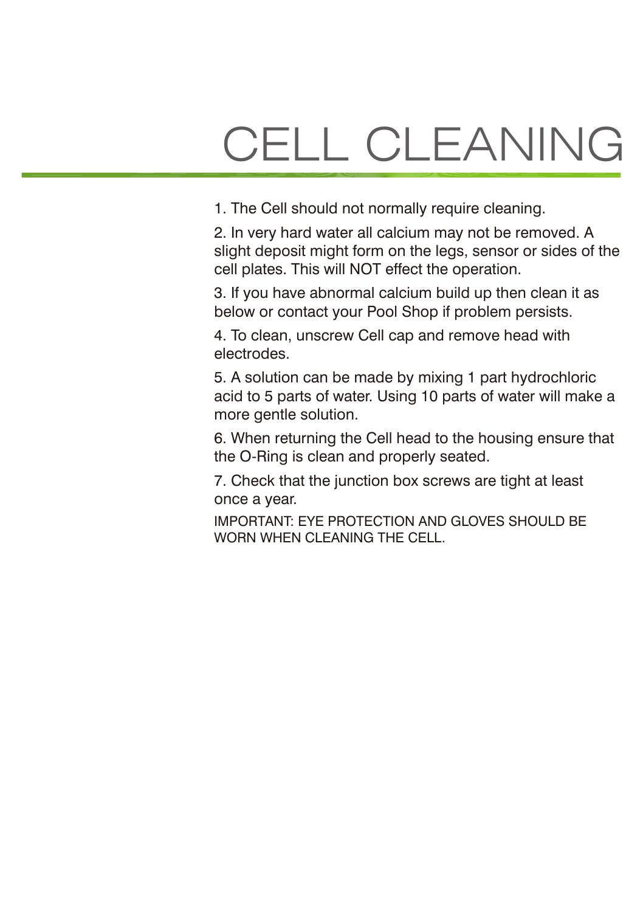# CELL CLEANING

1. The Cell should not normally require cleaning.

2. In very hard water all calcium may not be removed. A slight deposit might form on the legs, sensor or sides of the cell plates. This will NOT effect the operation.

3. If you have abnormal calcium build up then clean it as below or contact your Pool Shop if problem persists.

4. To clean, unscrew Cell cap and remove head with electrodes.

5. A solution can be made by mixing 1 part hydrochloric acid to 5 parts of water. Using 10 parts of water will make a more gentle solution.

6. When returning the Cell head to the housing ensure that the O-Ring is clean and properly seated.

7. Check that the junction box screws are tight at least once a year.

IMPORTANT: EYE PROTECTION AND GLOVES SHOULD BE WORN WHEN CLEANING THE CELL.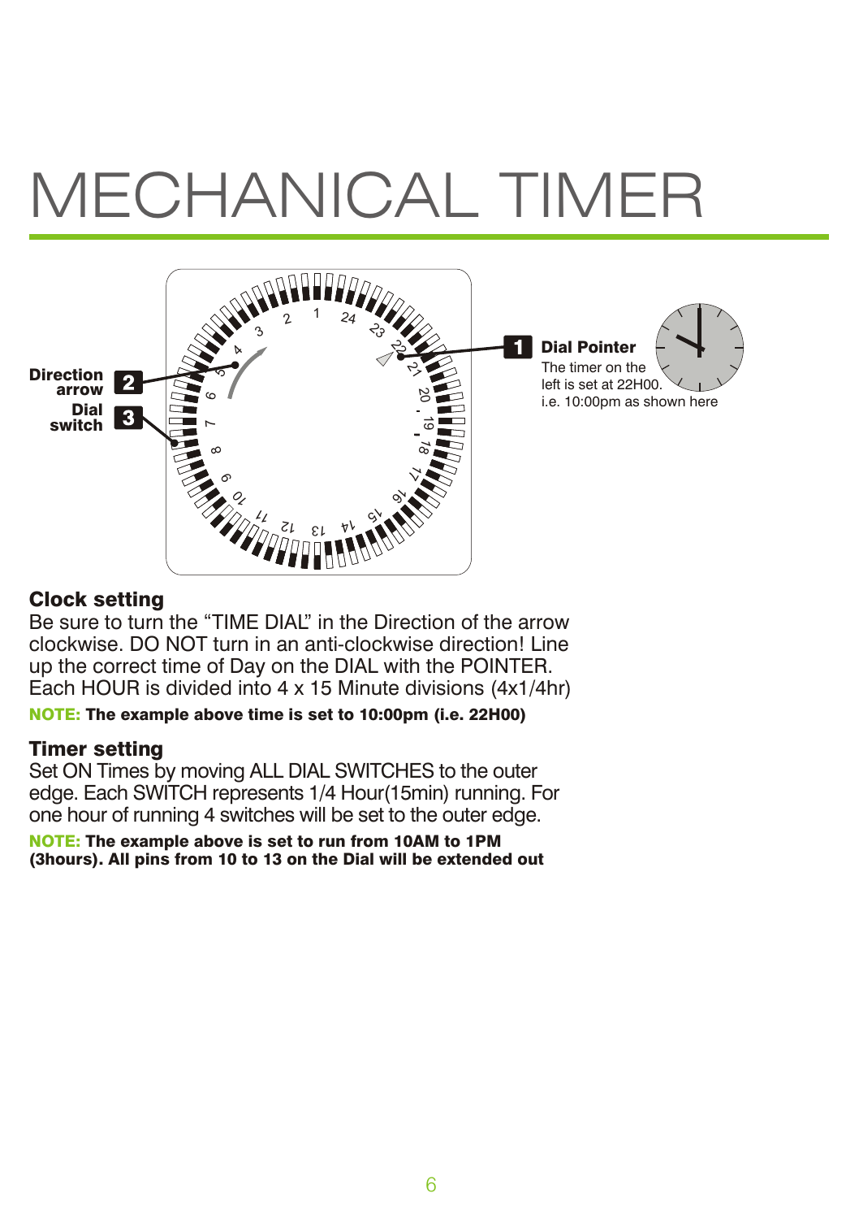# MECHANICAL TIMER

**Direction arrow** 2

**Dial switch** 3

1 **Dial Pointer**
The timer on the left is set at 22H00. i.e. 10:00pm as shown here

## Clock setting

Be sure to turn the "TIME DIAL" in the Direction of the arrow clockwise. DO NOT turn in an anti-clockwise direction! Line up the correct time of Day on the DIAL with the POINTER. Each HOUR is divided into 4 x 15 Minute divisions (4x1/4hr)

**NOTE: The example above time is set to 10:00pm (i.e. 22H00)**

## Timer setting

Set ON Times by moving ALL DIAL SWITCHES to the outer edge. Each SWITCH represents 1/4 Hour(15min) running. For one hour of running 4 switches will be set to the outer edge.

**NOTE: The example above is set to run from 10AM to 1PM (3hours). All pins from 10 to 13 on the Dial will be extended out**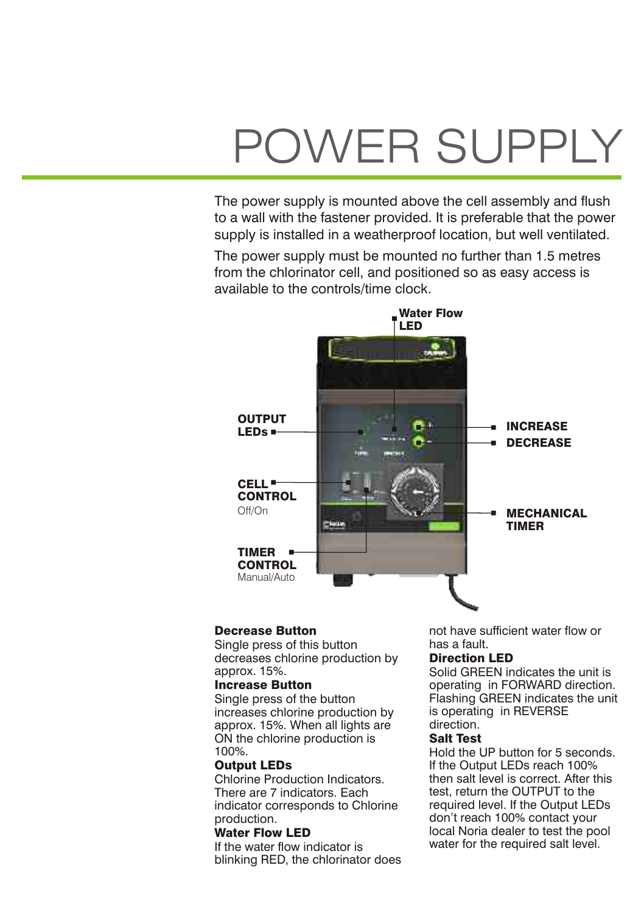# POWER SUPPLY

The power supply is mounted above the cell assembly and flush to a wall with the fastener provided. It is preferable that the power supply is installed in a weatherproof location, but well ventilated.

The power supply must be mounted no further than 1.5 metres from the chlorinator cell, and positioned so as easy access is available to the controls/time clock.

**Water Flow LED**

**OUTPUT LEDs**

**INCREASE**

**DECREASE**

**CELL CONTROL** Off/On

**MECHANICAL TIMER**

**TIMER CONTROL** Manual/Auto

**Decrease Button**
Single press of this button decreases chlorine production by approx. 15%.

**Increase Button**
Single press of the button increases chlorine production by approx. 15%. When all lights are ON the chlorine production is 100%.

**Output LEDs**
Chlorine Production Indicators. There are 7 indicators. Each indicator corresponds to Chlorine production.

**Water Flow LED**
If the water flow indicator is blinking RED, the chlorinator does not have sufficient water flow or has a fault.

**Direction LED**
Solid GREEN indicates the unit is operating in FORWARD direction. Flashing GREEN indicates the unit is operating in REVERSE direction.

**Salt Test**
Hold the UP button for 5 seconds. If the Output LEDs reach 100% then salt level is correct. After this test, return the OUTPUT to the required level. If the Output LEDs don't reach 100% contact your local Noria dealer to test the pool water for the required salt level.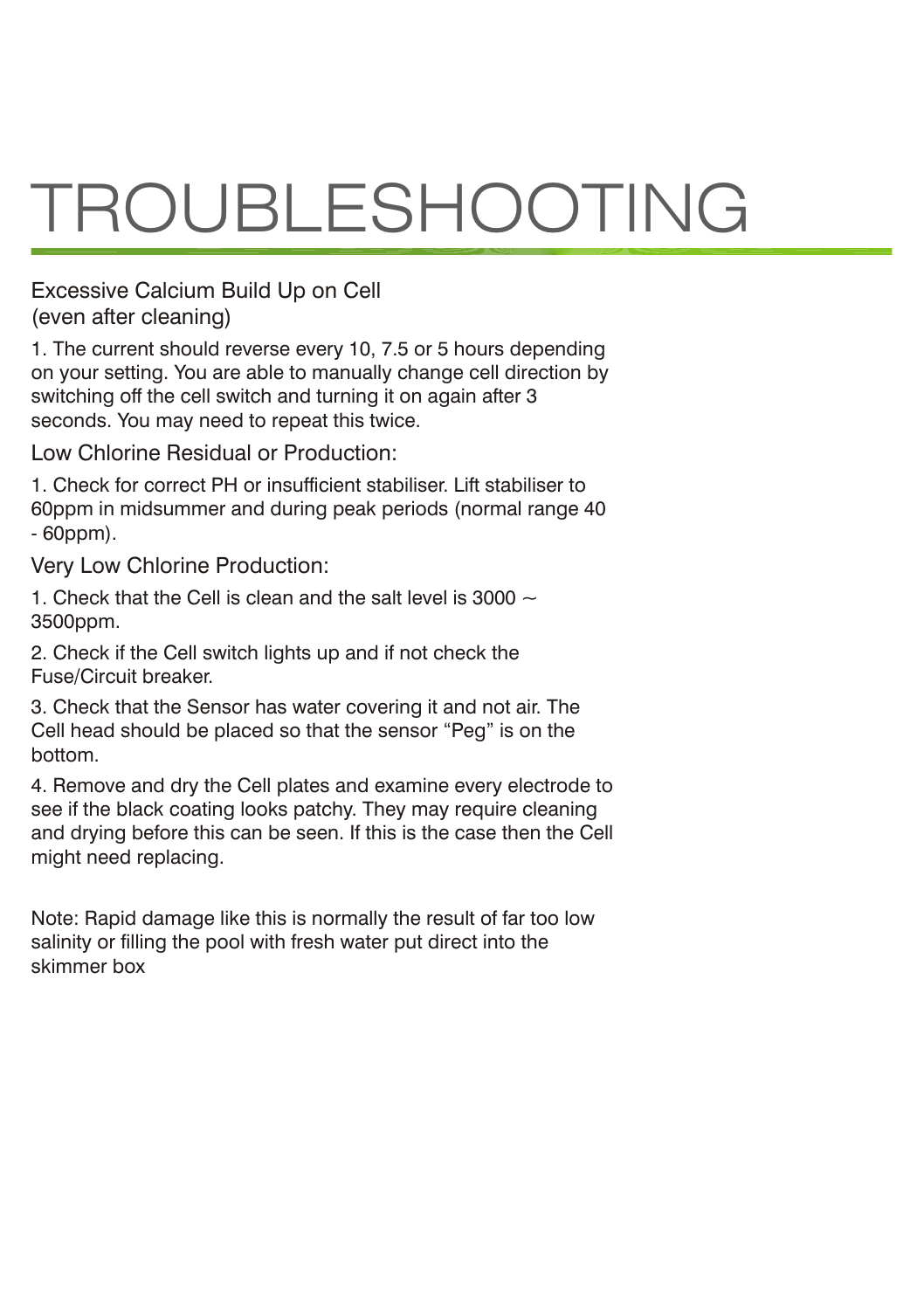# TROUBLESHOOTING

## Excessive Calcium Build Up on Cell (even after cleaning)

1. The current should reverse every 10, 7.5 or 5 hours depending on your setting. You are able to manually change cell direction by switching off the cell switch and turning it on again after 3 seconds. You may need to repeat this twice.

## Low Chlorine Residual or Production:

1. Check for correct PH or insufficient stabiliser. Lift stabiliser to 60ppm in midsummer and during peak periods (normal range 40 - 60ppm).

## Very Low Chlorine Production:

1. Check that the Cell is clean and the salt level is 3000 ~ 3500ppm.
2. Check if the Cell switch lights up and if not check the Fuse/Circuit breaker.
3. Check that the Sensor has water covering it and not air. The Cell head should be placed so that the sensor "Peg" is on the bottom.
4. Remove and dry the Cell plates and examine every electrode to see if the black coating looks patchy. They may require cleaning and drying before this can be seen. If this is the case then the Cell might need replacing.

Note: Rapid damage like this is normally the result of far too low salinity or filling the pool with fresh water put direct into the skimmer box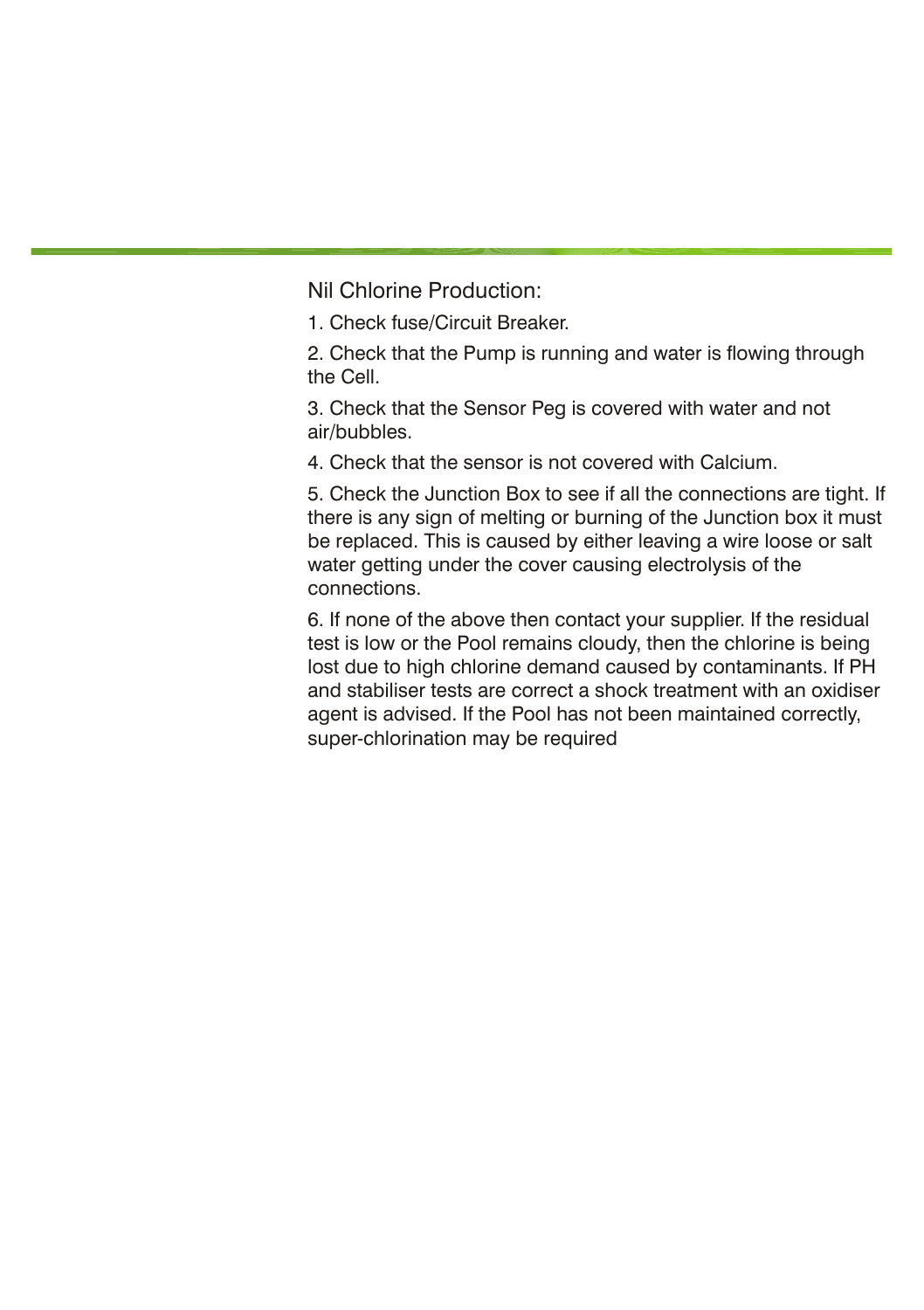## Nil Chlorine Production:

1. Check fuse/Circuit Breaker.

2. Check that the Pump is running and water is flowing through the Cell.

3. Check that the Sensor Peg is covered with water and not air/bubbles.

4. Check that the sensor is not covered with Calcium.

5. Check the Junction Box to see if all the connections are tight. If there is any sign of melting or burning of the Junction box it must be replaced. This is caused by either leaving a wire loose or salt water getting under the cover causing electrolysis of the connections.

6. If none of the above then contact your supplier. If the residual test is low or the Pool remains cloudy, then the chlorine is being lost due to high chlorine demand caused by contaminants. If PH and stabiliser tests are correct a shock treatment with an oxidiser agent is advised. If the Pool has not been maintained correctly, super-chlorination may be required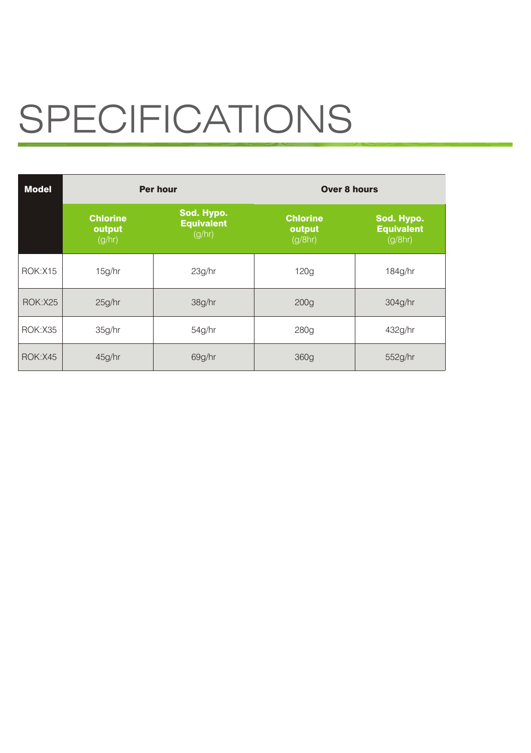# SPECIFICATIONS

| Model | Per hour | | Over 8 hours | |
|---|---|---|---|---|
| | **Chlorine output** (g/hr) | **Sod. Hypo. Equivalent** (g/hr) | **Chlorine output** (g/8hr) | **Sod. Hypo. Equivalent** (g/8hr) |
| ROK:X15 | 15g/hr | 23g/hr | 120g | 184g/hr |
| ROK:X25 | 25g/hr | 38g/hr | 200g | 304g/hr |
| ROK:X35 | 35g/hr | 54g/hr | 280g | 432g/hr |
| ROK:X45 | 45g/hr | 69g/hr | 360g | 552g/hr |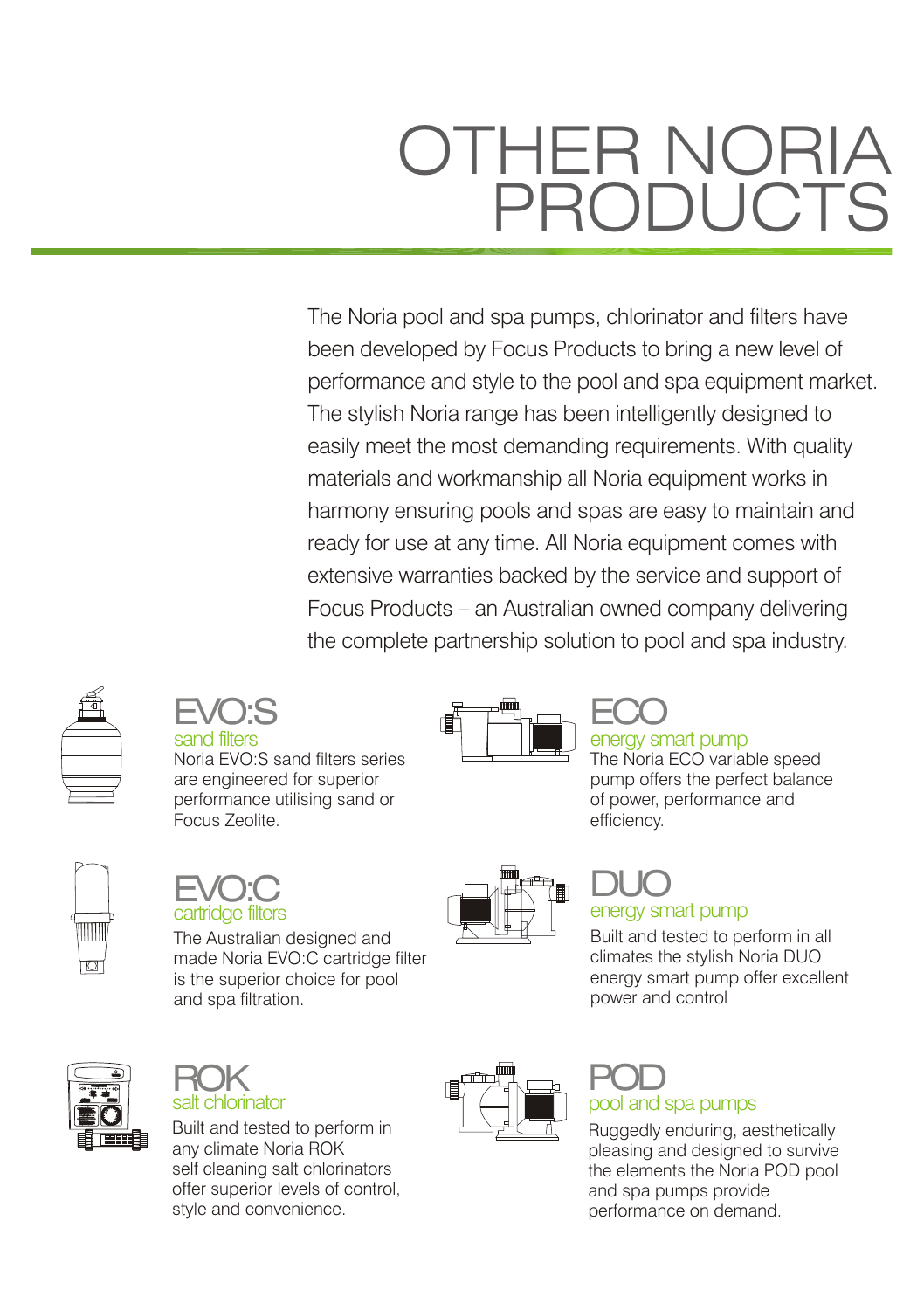# OTHER NORIA PRODUCTS

The Noria pool and spa pumps, chlorinator and filters have been developed by Focus Products to bring a new level of performance and style to the pool and spa equipment market. The stylish Noria range has been intelligently designed to easily meet the most demanding requirements. With quality materials and workmanship all Noria equipment works in harmony ensuring pools and spas are easy to maintain and ready for use at any time. All Noria equipment comes with extensive warranties backed by the service and support of Focus Products – an Australian owned company delivering the complete partnership solution to pool and spa industry.

## EVO:S

sand filters

Noria EVO:S sand filters series are engineered for superior performance utilising sand or Focus Zeolite.

## ECO

energy smart pump

The Noria ECO variable speed pump offers the perfect balance of power, performance and efficiency.

## EVO:C

cartridge filters

The Australian designed and made Noria EVO:C cartridge filter is the superior choice for pool and spa filtration.

## DUO

energy smart pump

Built and tested to perform in all climates the stylish Noria DUO energy smart pump offer excellent power and control

## ROK

salt chlorinator

Built and tested to perform in any climate Noria ROK self cleaning salt chlorinators offer superior levels of control, style and convenience.

## POD

pool and spa pumps

Ruggedly enduring, aesthetically pleasing and designed to survive the elements the Noria POD pool and spa pumps provide performance on demand.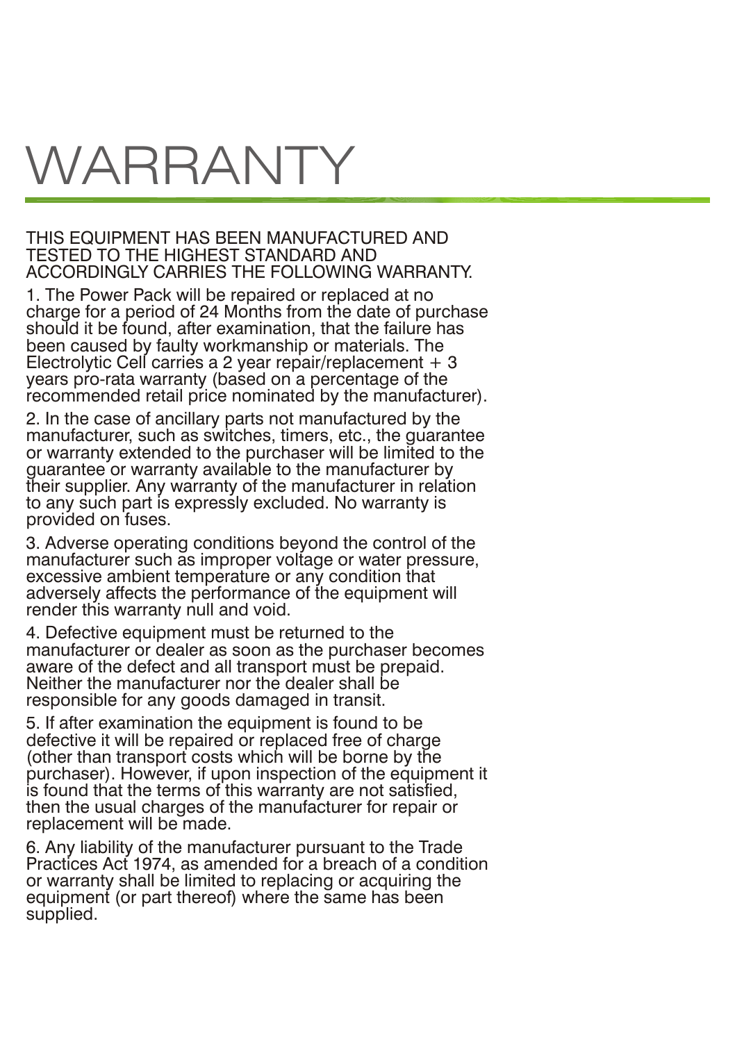# WARRANTY

THIS EQUIPMENT HAS BEEN MANUFACTURED AND TESTED TO THE HIGHEST STANDARD AND ACCORDINGLY CARRIES THE FOLLOWING WARRANTY.

1. The Power Pack will be repaired or replaced at no charge for a period of 24 Months from the date of purchase should it be found, after examination, that the failure has been caused by faulty workmanship or materials. The Electrolytic Cell carries a 2 year repair/replacement + 3 years pro-rata warranty (based on a percentage of the recommended retail price nominated by the manufacturer).

2. In the case of ancillary parts not manufactured by the manufacturer, such as switches, timers, etc., the guarantee or warranty extended to the purchaser will be limited to the guarantee or warranty available to the manufacturer by their supplier. Any warranty of the manufacturer in relation to any such part is expressly excluded. No warranty is provided on fuses.

3. Adverse operating conditions beyond the control of the manufacturer such as improper voltage or water pressure, excessive ambient temperature or any condition that adversely affects the performance of the equipment will render this warranty null and void.

4. Defective equipment must be returned to the manufacturer or dealer as soon as the purchaser becomes aware of the defect and all transport must be prepaid. Neither the manufacturer nor the dealer shall be responsible for any goods damaged in transit.

5. If after examination the equipment is found to be defective it will be repaired or replaced free of charge (other than transport costs which will be borne by the purchaser). However, if upon inspection of the equipment it is found that the terms of this warranty are not satisfied, then the usual charges of the manufacturer for repair or replacement will be made.

6. Any liability of the manufacturer pursuant to the Trade Practices Act 1974, as amended for a breach of a condition or warranty shall be limited to replacing or acquiring the equipment (or part thereof) where the same has been supplied.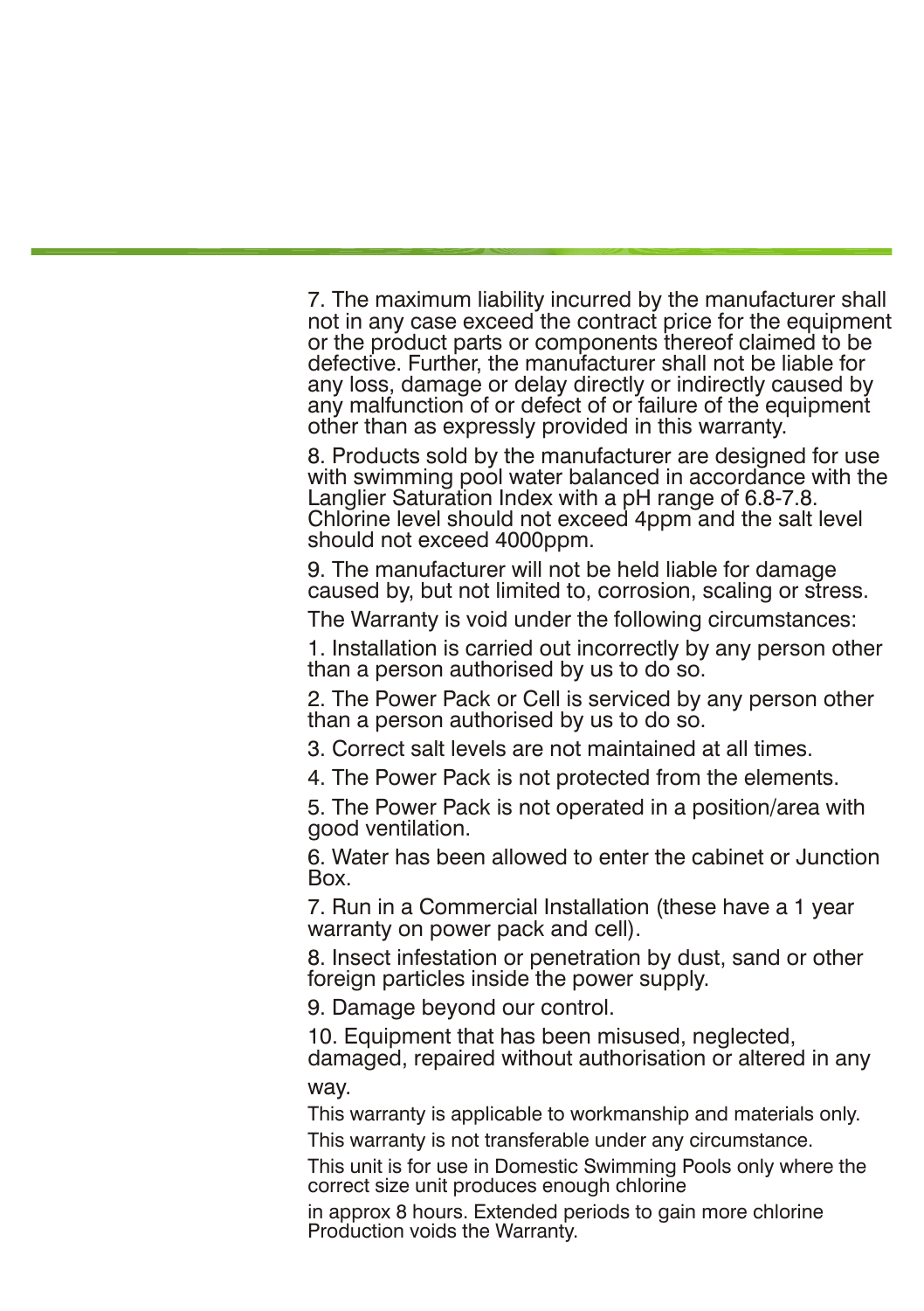7. The maximum liability incurred by the manufacturer shall not in any case exceed the contract price for the equipment or the product parts or components thereof claimed to be defective. Further, the manufacturer shall not be liable for any loss, damage or delay directly or indirectly caused by any malfunction of or defect of or failure of the equipment other than as expressly provided in this warranty.

8. Products sold by the manufacturer are designed for use with swimming pool water balanced in accordance with the Langlier Saturation Index with a pH range of 6.8-7.8. Chlorine level should not exceed 4ppm and the salt level should not exceed 4000ppm.

9. The manufacturer will not be held liable for damage caused by, but not limited to, corrosion, scaling or stress.

The Warranty is void under the following circumstances:

1. Installation is carried out incorrectly by any person other than a person authorised by us to do so.

2. The Power Pack or Cell is serviced by any person other than a person authorised by us to do so.

3. Correct salt levels are not maintained at all times.

4. The Power Pack is not protected from the elements.

5. The Power Pack is not operated in a position/area with good ventilation.

6. Water has been allowed to enter the cabinet or Junction Box.

7. Run in a Commercial Installation (these have a 1 year warranty on power pack and cell).

8. Insect infestation or penetration by dust, sand or other foreign particles inside the power supply.

9. Damage beyond our control.

10. Equipment that has been misused, neglected, damaged, repaired without authorisation or altered in any way.

This warranty is applicable to workmanship and materials only.

This warranty is not transferable under any circumstance.

This unit is for use in Domestic Swimming Pools only where the correct size unit produces enough chlorine

in approx 8 hours. Extended periods to gain more chlorine Production voids the Warranty.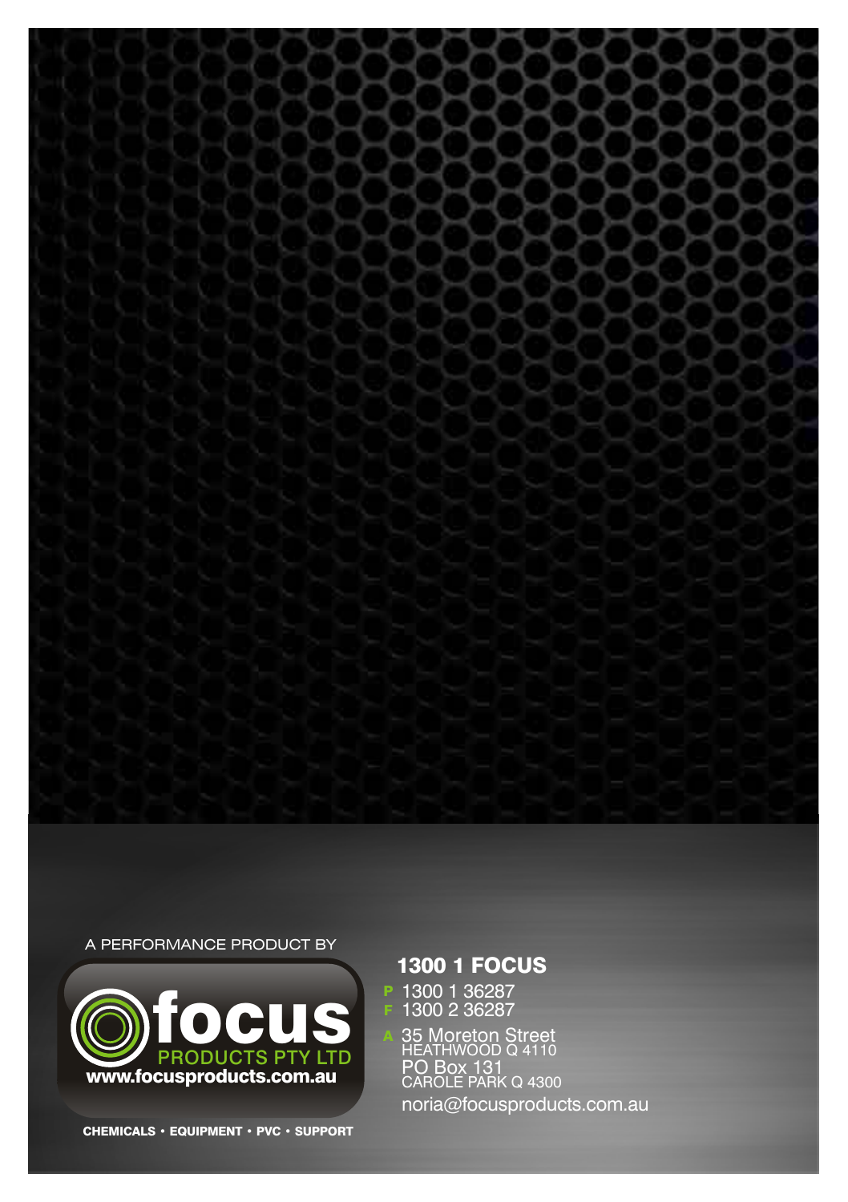A PERFORMANCE PRODUCT BY

focus

PRODUCTS PTY LTD

www.focusproducts.com.au

CHEMICALS • EQUIPMENT • PVC • SUPPORT

**1300 1 FOCUS**

P 1300 1 36287

F 1300 2 36287

A 35 Moreton Street
HEATHWOOD Q 4110
PO Box 131
CAROLE PARK Q 4300

noria@focusproducts.com.au